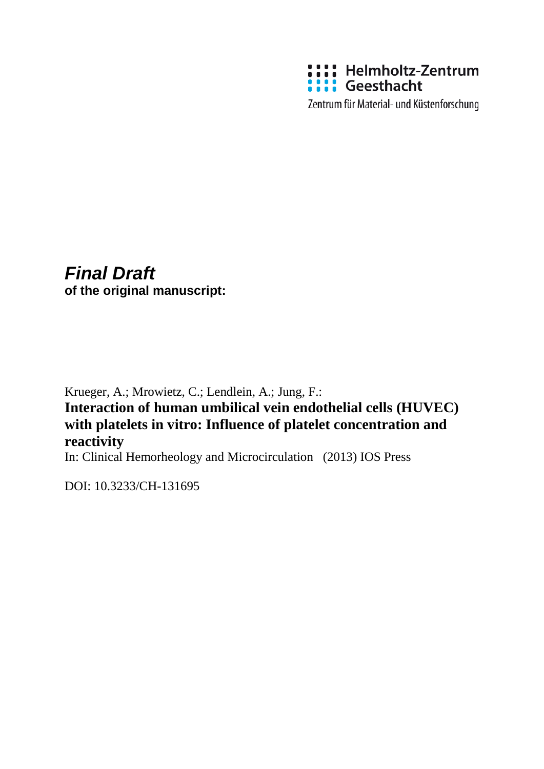Helmholtz-Zentrum Geesthacht

Zentrum für Material- und Küstenforschung

***Final Draft***

**of the original manuscript:**

Krueger, A.; Mrowietz, C.; Lendlein, A.; Jung, F.:

**Interaction of human umbilical vein endothelial cells (HUVEC) with platelets in vitro: Influence of platelet concentration and reactivity**

In: Clinical Hemorheology and Microcirculation (2013) IOS Press

DOI: 10.3233/CH-131695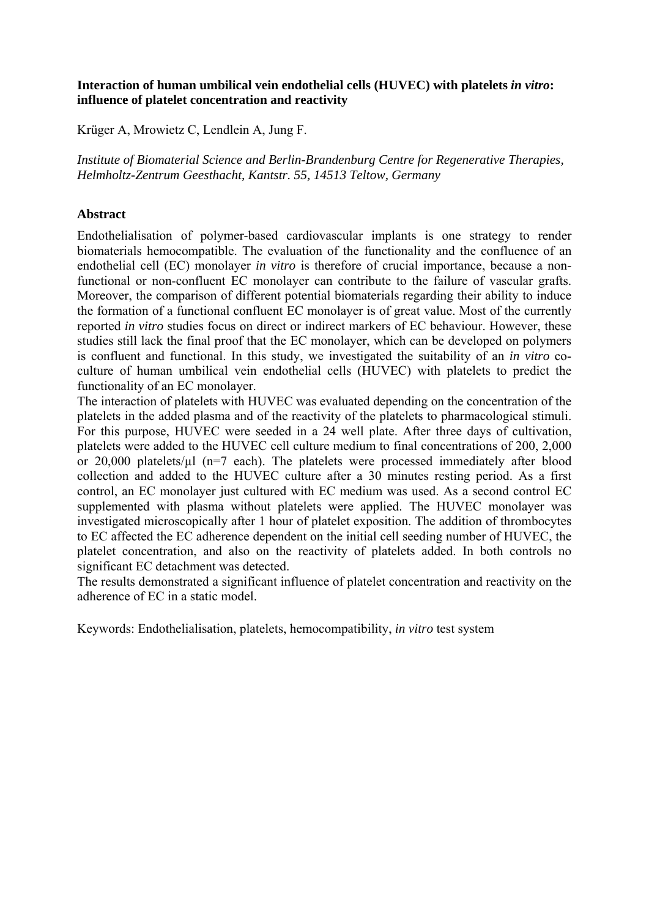**Interaction of human umbilical vein endothelial cells (HUVEC) with platelets *in vitro*: influence of platelet concentration and reactivity**

Krüger A, Mrowietz C, Lendlein A, Jung F.

*Institute of Biomaterial Science and Berlin-Brandenburg Centre for Regenerative Therapies, Helmholtz-Zentrum Geesthacht, Kantstr. 55, 14513 Teltow, Germany*

## Abstract

Endothelialisation of polymer-based cardiovascular implants is one strategy to render biomaterials hemocompatible. The evaluation of the functionality and the confluence of an endothelial cell (EC) monolayer *in vitro* is therefore of crucial importance, because a non-functional or non-confluent EC monolayer can contribute to the failure of vascular grafts. Moreover, the comparison of different potential biomaterials regarding their ability to induce the formation of a functional confluent EC monolayer is of great value. Most of the currently reported *in vitro* studies focus on direct or indirect markers of EC behaviour. However, these studies still lack the final proof that the EC monolayer, which can be developed on polymers is confluent and functional. In this study, we investigated the suitability of an *in vitro* co-culture of human umbilical vein endothelial cells (HUVEC) with platelets to predict the functionality of an EC monolayer.

The interaction of platelets with HUVEC was evaluated depending on the concentration of the platelets in the added plasma and of the reactivity of the platelets to pharmacological stimuli. For this purpose, HUVEC were seeded in a 24 well plate. After three days of cultivation, platelets were added to the HUVEC cell culture medium to final concentrations of 200, 2,000 or 20,000 platelets/µl (n=7 each). The platelets were processed immediately after blood collection and added to the HUVEC culture after a 30 minutes resting period. As a first control, an EC monolayer just cultured with EC medium was used. As a second control EC supplemented with plasma without platelets were applied. The HUVEC monolayer was investigated microscopically after 1 hour of platelet exposition. The addition of thrombocytes to EC affected the EC adherence dependent on the initial cell seeding number of HUVEC, the platelet concentration, and also on the reactivity of platelets added. In both controls no significant EC detachment was detected.

The results demonstrated a significant influence of platelet concentration and reactivity on the adherence of EC in a static model.

Keywords: Endothelialisation, platelets, hemocompatibility, *in vitro* test system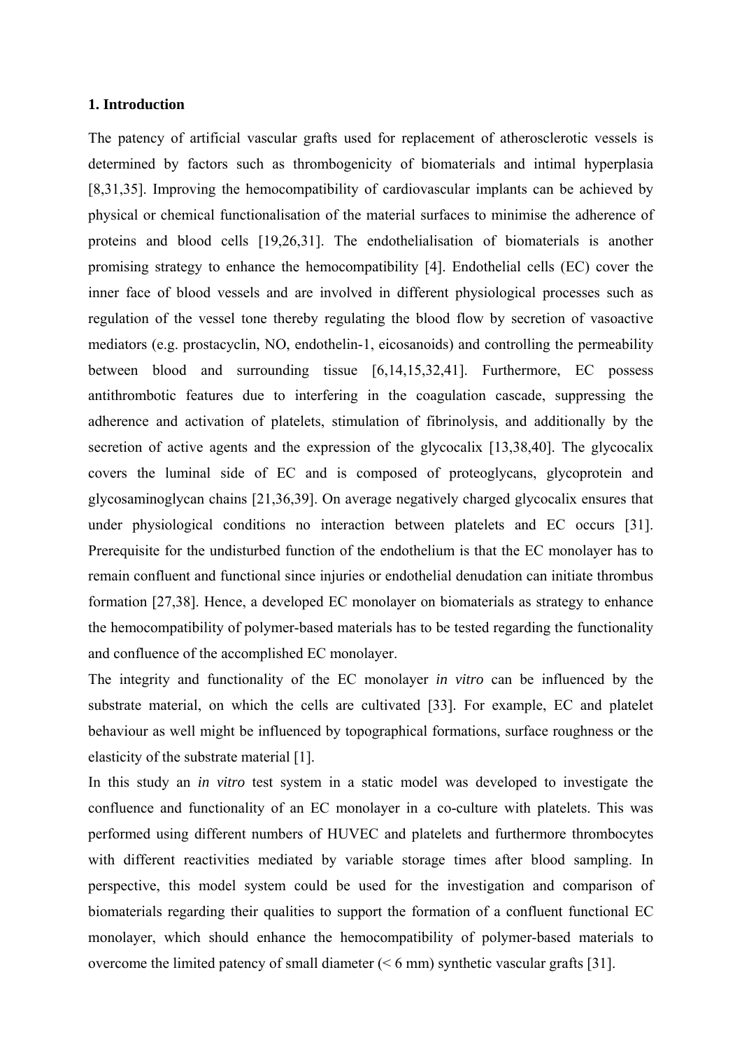## 1. Introduction

The patency of artificial vascular grafts used for replacement of atherosclerotic vessels is determined by factors such as thrombogenicity of biomaterials and intimal hyperplasia [8,31,35]. Improving the hemocompatibility of cardiovascular implants can be achieved by physical or chemical functionalisation of the material surfaces to minimise the adherence of proteins and blood cells [19,26,31]. The endothelialisation of biomaterials is another promising strategy to enhance the hemocompatibility [4]. Endothelial cells (EC) cover the inner face of blood vessels and are involved in different physiological processes such as regulation of the vessel tone thereby regulating the blood flow by secretion of vasoactive mediators (e.g. prostacyclin, NO, endothelin-1, eicosanoids) and controlling the permeability between blood and surrounding tissue [6,14,15,32,41]. Furthermore, EC possess antithrombotic features due to interfering in the coagulation cascade, suppressing the adherence and activation of platelets, stimulation of fibrinolysis, and additionally by the secretion of active agents and the expression of the glycocalix [13,38,40]. The glycocalix covers the luminal side of EC and is composed of proteoglycans, glycoprotein and glycosaminoglycan chains [21,36,39]. On average negatively charged glycocalix ensures that under physiological conditions no interaction between platelets and EC occurs [31]. Prerequisite for the undisturbed function of the endothelium is that the EC monolayer has to remain confluent and functional since injuries or endothelial denudation can initiate thrombus formation [27,38]. Hence, a developed EC monolayer on biomaterials as strategy to enhance the hemocompatibility of polymer-based materials has to be tested regarding the functionality and confluence of the accomplished EC monolayer.

The integrity and functionality of the EC monolayer *in vitro* can be influenced by the substrate material, on which the cells are cultivated [33]. For example, EC and platelet behaviour as well might be influenced by topographical formations, surface roughness or the elasticity of the substrate material [1].

In this study an *in vitro* test system in a static model was developed to investigate the confluence and functionality of an EC monolayer in a co-culture with platelets. This was performed using different numbers of HUVEC and platelets and furthermore thrombocytes with different reactivities mediated by variable storage times after blood sampling. In perspective, this model system could be used for the investigation and comparison of biomaterials regarding their qualities to support the formation of a confluent functional EC monolayer, which should enhance the hemocompatibility of polymer-based materials to overcome the limited patency of small diameter (< 6 mm) synthetic vascular grafts [31].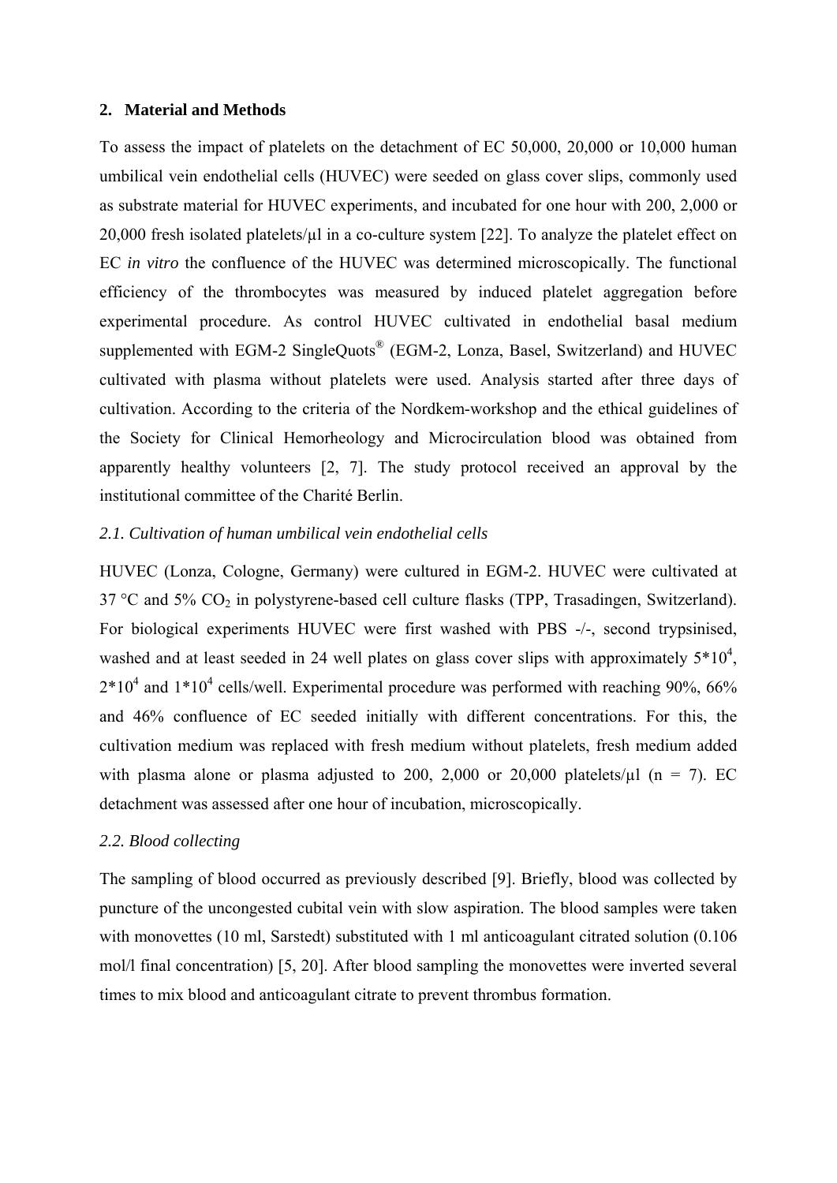## 2. Material and Methods

To assess the impact of platelets on the detachment of EC 50,000, 20,000 or 10,000 human umbilical vein endothelial cells (HUVEC) were seeded on glass cover slips, commonly used as substrate material for HUVEC experiments, and incubated for one hour with 200, 2,000 or 20,000 fresh isolated platelets/µl in a co-culture system [22]. To analyze the platelet effect on EC *in vitro* the confluence of the HUVEC was determined microscopically. The functional efficiency of the thrombocytes was measured by induced platelet aggregation before experimental procedure. As control HUVEC cultivated in endothelial basal medium supplemented with EGM-2 SingleQuots® (EGM-2, Lonza, Basel, Switzerland) and HUVEC cultivated with plasma without platelets were used. Analysis started after three days of cultivation. According to the criteria of the Nordkem-workshop and the ethical guidelines of the Society for Clinical Hemorheology and Microcirculation blood was obtained from apparently healthy volunteers [2, 7]. The study protocol received an approval by the institutional committee of the Charité Berlin.

### *2.1. Cultivation of human umbilical vein endothelial cells*

HUVEC (Lonza, Cologne, Germany) were cultured in EGM-2. HUVEC were cultivated at 37 °C and 5% $CO_2$ in polystyrene-based cell culture flasks (TPP, Trasadingen, Switzerland). For biological experiments HUVEC were first washed with PBS -/-, second trypsinised, washed and at least seeded in 24 well plates on glass cover slips with approximately $5*10^4$, $2*10^4$ and $1*10^4$ cells/well. Experimental procedure was performed with reaching 90%, 66% and 46% confluence of EC seeded initially with different concentrations. For this, the cultivation medium was replaced with fresh medium without platelets, fresh medium added with plasma alone or plasma adjusted to 200, 2,000 or 20,000 platelets/µl (n = 7). EC detachment was assessed after one hour of incubation, microscopically.

### *2.2. Blood collecting*

The sampling of blood occurred as previously described [9]. Briefly, blood was collected by puncture of the uncongested cubital vein with slow aspiration. The blood samples were taken with monovettes (10 ml, Sarstedt) substituted with 1 ml anticoagulant citrated solution (0.106 mol/l final concentration) [5, 20]. After blood sampling the monovettes were inverted several times to mix blood and anticoagulant citrate to prevent thrombus formation.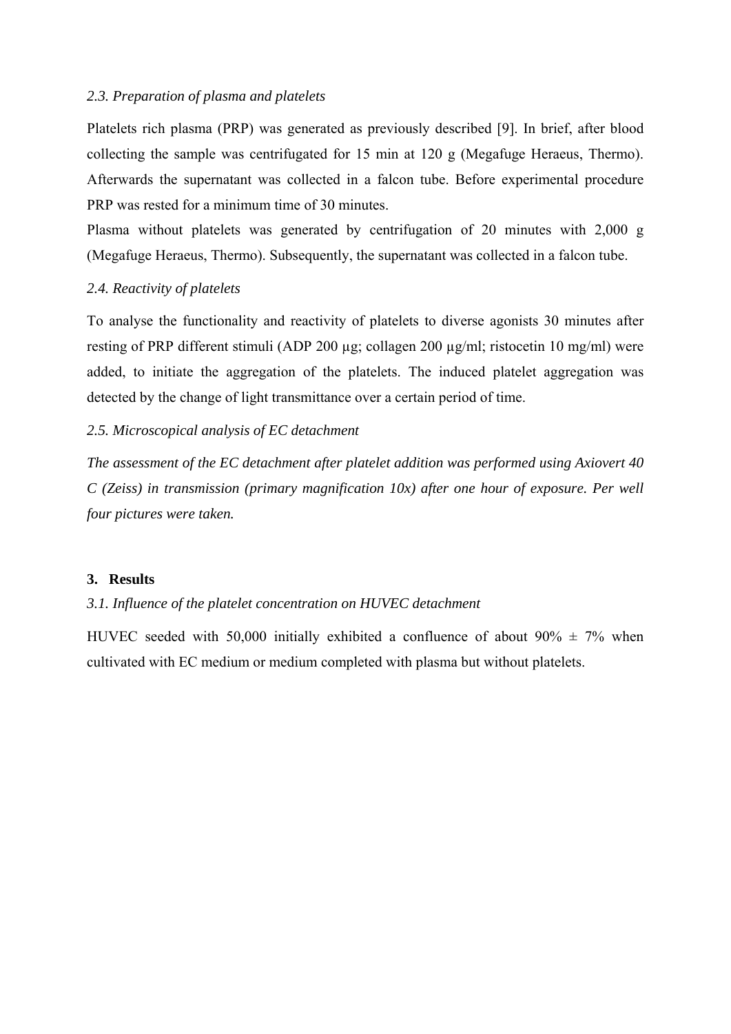*2.3. Preparation of plasma and platelets*

Platelets rich plasma (PRP) was generated as previously described [9]. In brief, after blood collecting the sample was centrifugated for 15 min at 120 g (Megafuge Heraeus, Thermo). Afterwards the supernatant was collected in a falcon tube. Before experimental procedure PRP was rested for a minimum time of 30 minutes.

Plasma without platelets was generated by centrifugation of 20 minutes with 2,000 g (Megafuge Heraeus, Thermo). Subsequently, the supernatant was collected in a falcon tube.

*2.4. Reactivity of platelets*

To analyse the functionality and reactivity of platelets to diverse agonists 30 minutes after resting of PRP different stimuli (ADP 200 µg; collagen 200 µg/ml; ristocetin 10 mg/ml) were added, to initiate the aggregation of the platelets. The induced platelet aggregation was detected by the change of light transmittance over a certain period of time.

*2.5. Microscopical analysis of EC detachment*

*The assessment of the EC detachment after platelet addition was performed using Axiovert 40 C (Zeiss) in transmission (primary magnification 10x) after one hour of exposure. Per well four pictures were taken.*

## 3. Results

*3.1. Influence of the platelet concentration on HUVEC detachment*

HUVEC seeded with 50,000 initially exhibited a confluence of about 90% ± 7% when cultivated with EC medium or medium completed with plasma but without platelets.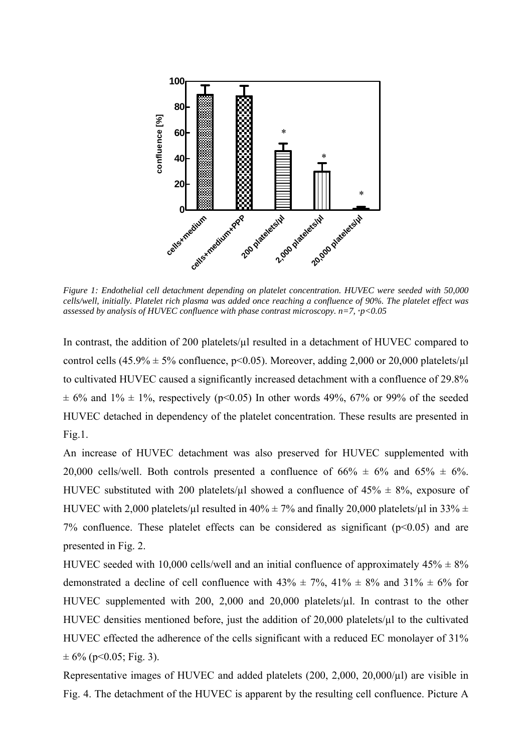*Figure 1: Endothelial cell detachment depending on platelet concentration. HUVEC were seeded with 50,000 cells/well, initially. Platelet rich plasma was added once reaching a confluence of 90%. The platelet effect was assessed by analysis of HUVEC confluence with phase contrast microscopy. n=7, \*p<0.05*

In contrast, the addition of 200 platelets/µl resulted in a detachment of HUVEC compared to control cells (45.9% ± 5% confluence, $p<0.05$). Moreover, adding 2,000 or 20,000 platelets/µl to cultivated HUVEC caused a significantly increased detachment with a confluence of 29.8% ± 6% and 1% ± 1%, respectively ($p<0.05$) In other words 49%, 67% or 99% of the seeded HUVEC detached in dependency of the platelet concentration. These results are presented in Fig.1.

An increase of HUVEC detachment was also preserved for HUVEC supplemented with 20,000 cells/well. Both controls presented a confluence of 66% ± 6% and 65% ± 6%. HUVEC substituted with 200 platelets/µl showed a confluence of 45% ± 8%, exposure of HUVEC with 2,000 platelets/µl resulted in 40% ± 7% and finally 20,000 platelets/µl in 33% ± 7% confluence. These platelet effects can be considered as significant ($p<0.05$) and are presented in Fig. 2.

HUVEC seeded with 10,000 cells/well and an initial confluence of approximately 45% ± 8% demonstrated a decline of cell confluence with 43% ± 7%, 41% ± 8% and 31% ± 6% for HUVEC supplemented with 200, 2,000 and 20,000 platelets/µl. In contrast to the other HUVEC densities mentioned before, just the addition of 20,000 platelets/µl to the cultivated HUVEC effected the adherence of the cells significant with a reduced EC monolayer of 31% ± 6% ($p<0.05$; Fig. 3).

Representative images of HUVEC and added platelets (200, 2,000, 20,000/µl) are visible in Fig. 4. The detachment of the HUVEC is apparent by the resulting cell confluence. Picture A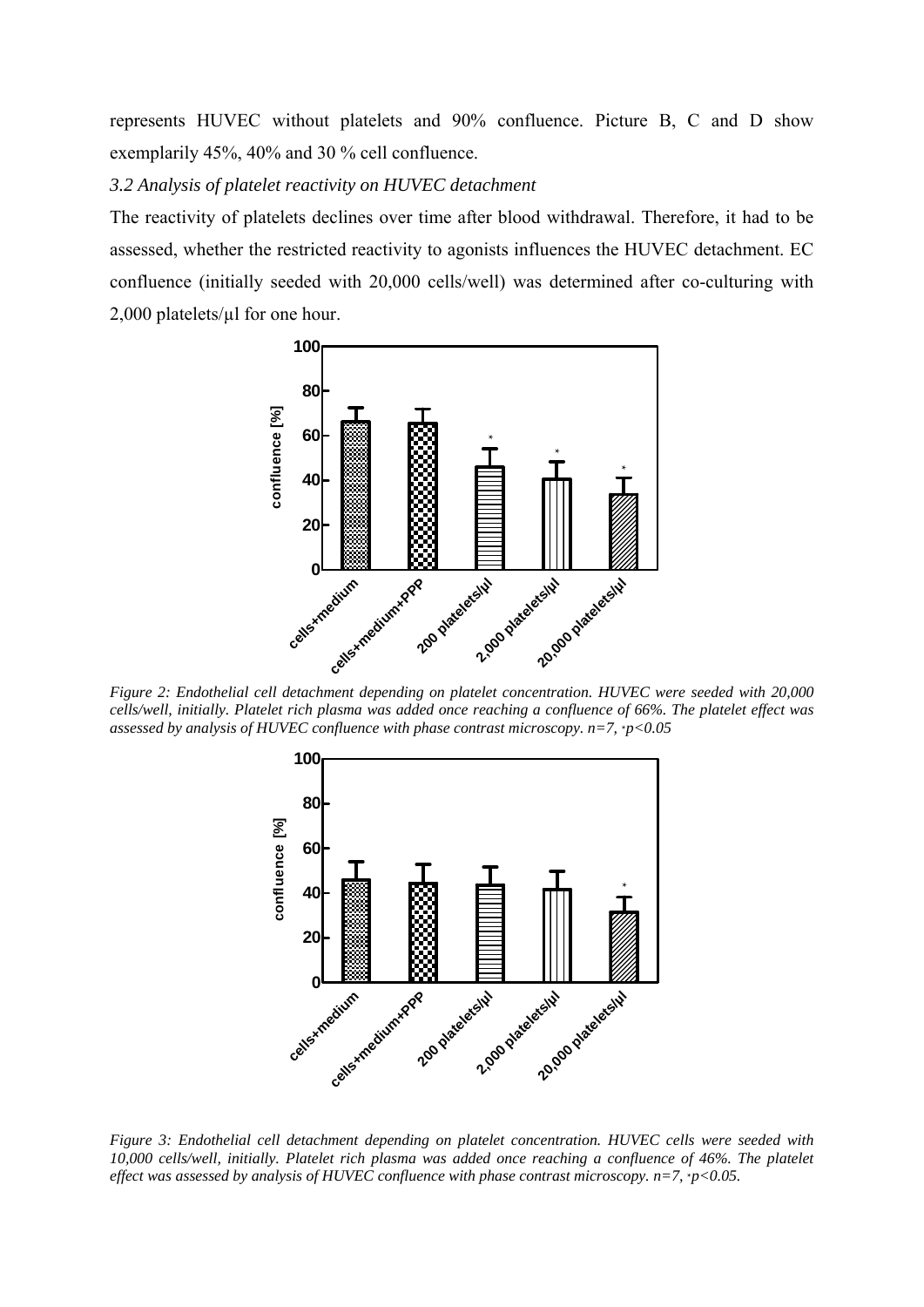represents HUVEC without platelets and 90% confluence. Picture B, C and D show exemplarily 45%, 40% and 30 % cell confluence.

### *3.2 Analysis of platelet reactivity on HUVEC detachment*

The reactivity of platelets declines over time after blood withdrawal. Therefore, it had to be assessed, whether the restricted reactivity to agonists influences the HUVEC detachment. EC confluence (initially seeded with 20,000 cells/well) was determined after co-culturing with 2,000 platelets/µl for one hour.

*Figure 2: Endothelial cell detachment depending on platelet concentration. HUVEC were seeded with 20,000 cells/well, initially. Platelet rich plasma was added once reaching a confluence of 66%. The platelet effect was assessed by analysis of HUVEC confluence with phase contrast microscopy. n=7, \*p<0.05*

*Figure 3: Endothelial cell detachment depending on platelet concentration. HUVEC cells were seeded with 10,000 cells/well, initially. Platelet rich plasma was added once reaching a confluence of 46%. The platelet effect was assessed by analysis of HUVEC confluence with phase contrast microscopy. n=7, \*p<0.05.*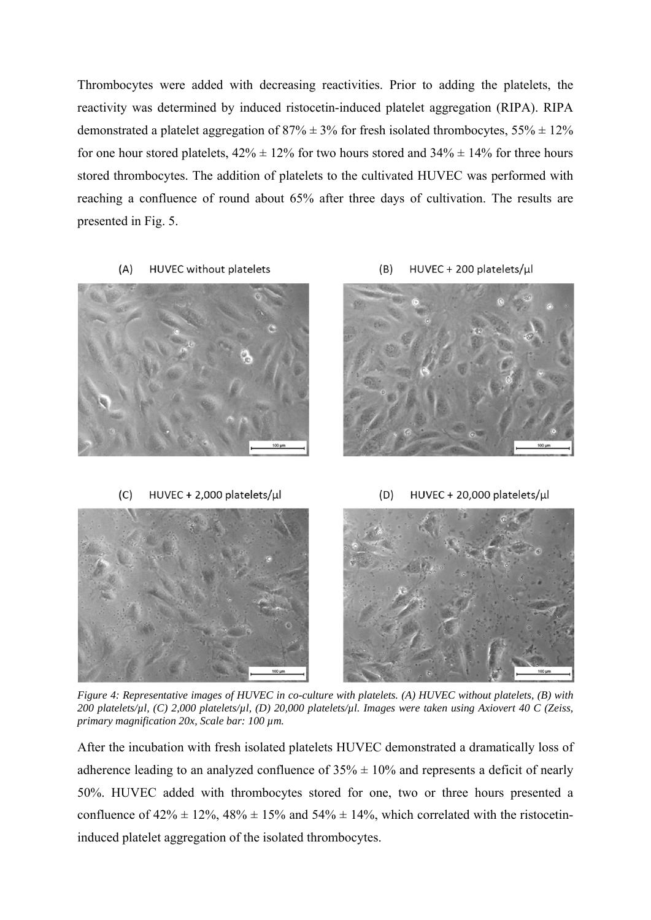Thrombocytes were added with decreasing reactivities. Prior to adding the platelets, the reactivity was determined by induced ristocetin-induced platelet aggregation (RIPA). RIPA demonstrated a platelet aggregation of 87% ± 3% for fresh isolated thrombocytes, 55% ± 12% for one hour stored platelets, 42% ± 12% for two hours stored and 34% ± 14% for three hours stored thrombocytes. The addition of platelets to the cultivated HUVEC was performed with reaching a confluence of round about 65% after three days of cultivation. The results are presented in Fig. 5.

(A) HUVEC without platelets

(B) HUVEC + 200 platelets/µl

(C) HUVEC + 2,000 platelets/µl

(D) HUVEC + 20,000 platelets/µl

*Figure 4: Representative images of HUVEC in co-culture with platelets. (A) HUVEC without platelets, (B) with 200 platelets/µl, (C) 2,000 platelets/µl, (D) 20,000 platelets/µl. Images were taken using Axiovert 40 C (Zeiss, primary magnification 20x, Scale bar: 100 µm.*

After the incubation with fresh isolated platelets HUVEC demonstrated a dramatically loss of adherence leading to an analyzed confluence of 35% ± 10% and represents a deficit of nearly 50%. HUVEC added with thrombocytes stored for one, two or three hours presented a confluence of 42% ± 12%, 48% ± 15% and 54% ± 14%, which correlated with the ristocetin-induced platelet aggregation of the isolated thrombocytes.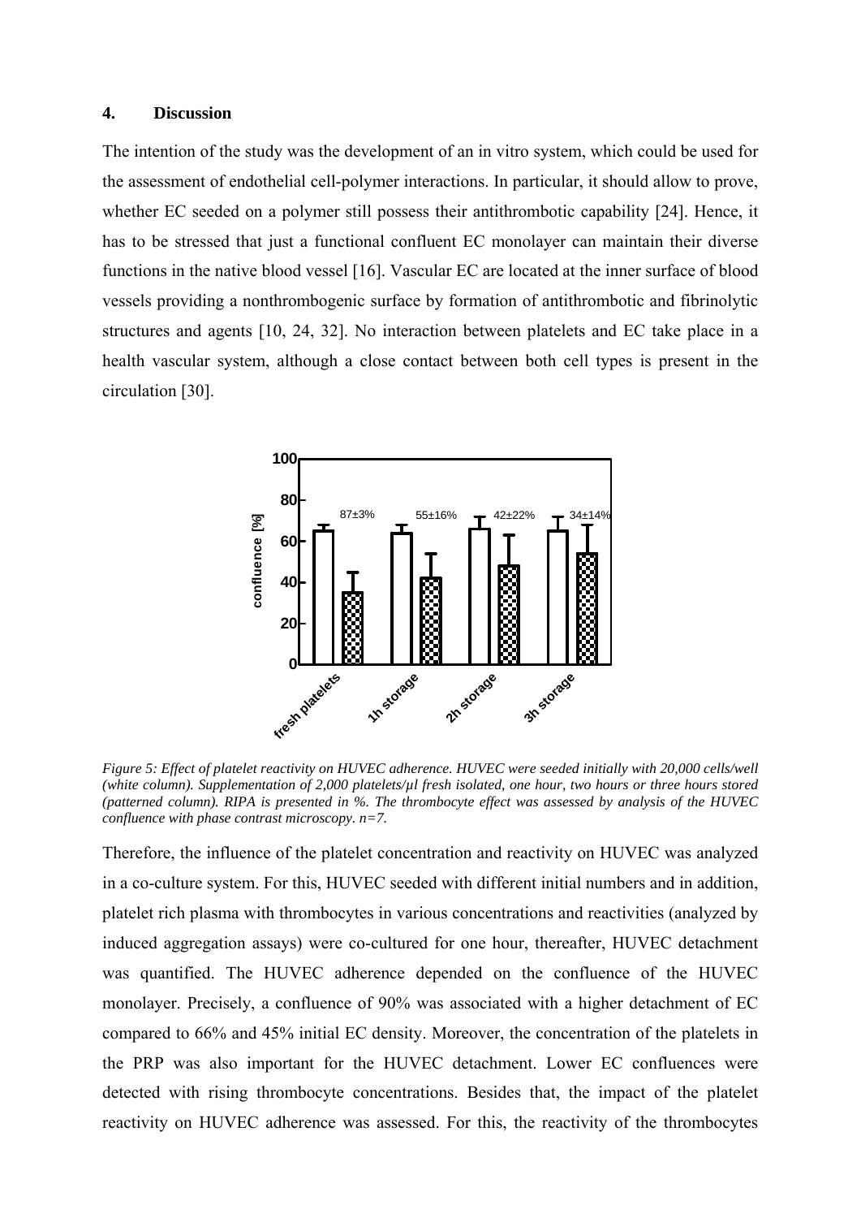## 4. Discussion

The intention of the study was the development of an in vitro system, which could be used for the assessment of endothelial cell-polymer interactions. In particular, it should allow to prove, whether EC seeded on a polymer still possess their antithrombotic capability [24]. Hence, it has to be stressed that just a functional confluent EC monolayer can maintain their diverse functions in the native blood vessel [16]. Vascular EC are located at the inner surface of blood vessels providing a nonthrombogenic surface by formation of antithrombotic and fibrinolytic structures and agents [10, 24, 32]. No interaction between platelets and EC take place in a health vascular system, although a close contact between both cell types is present in the circulation [30].

*Figure 5: Effect of platelet reactivity on HUVEC adherence. HUVEC were seeded initially with 20,000 cells/well (white column). Supplementation of 2,000 platelets/µl fresh isolated, one hour, two hours or three hours stored (patterned column). RIPA is presented in %. The thrombocyte effect was assessed by analysis of the HUVEC confluence with phase contrast microscopy. n=7.*

Therefore, the influence of the platelet concentration and reactivity on HUVEC was analyzed in a co-culture system. For this, HUVEC seeded with different initial numbers and in addition, platelet rich plasma with thrombocytes in various concentrations and reactivities (analyzed by induced aggregation assays) were co-cultured for one hour, thereafter, HUVEC detachment was quantified. The HUVEC adherence depended on the confluence of the HUVEC monolayer. Precisely, a confluence of 90% was associated with a higher detachment of EC compared to 66% and 45% initial EC density. Moreover, the concentration of the platelets in the PRP was also important for the HUVEC detachment. Lower EC confluences were detected with rising thrombocyte concentrations. Besides that, the impact of the platelet reactivity on HUVEC adherence was assessed. For this, the reactivity of the thrombocytes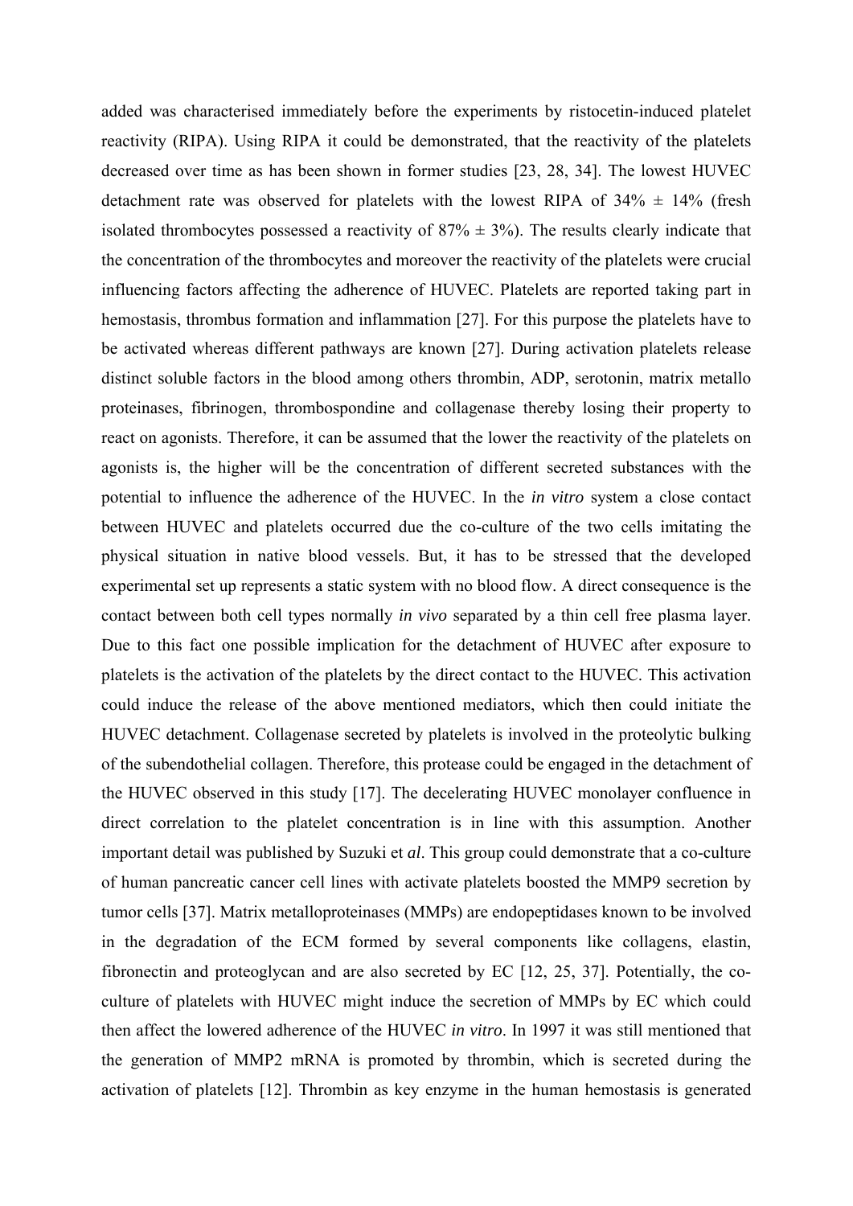added was characterised immediately before the experiments by ristocetin-induced platelet reactivity (RIPA). Using RIPA it could be demonstrated, that the reactivity of the platelets decreased over time as has been shown in former studies [23, 28, 34]. The lowest HUVEC detachment rate was observed for platelets with the lowest RIPA of 34% ± 14% (fresh isolated thrombocytes possessed a reactivity of 87% ± 3%). The results clearly indicate that the concentration of the thrombocytes and moreover the reactivity of the platelets were crucial influencing factors affecting the adherence of HUVEC. Platelets are reported taking part in hemostasis, thrombus formation and inflammation [27]. For this purpose the platelets have to be activated whereas different pathways are known [27]. During activation platelets release distinct soluble factors in the blood among others thrombin, ADP, serotonin, matrix metallo proteinases, fibrinogen, thrombospondine and collagenase thereby losing their property to react on agonists. Therefore, it can be assumed that the lower the reactivity of the platelets on agonists is, the higher will be the concentration of different secreted substances with the potential to influence the adherence of the HUVEC. In the *in vitro* system a close contact between HUVEC and platelets occurred due the co-culture of the two cells imitating the physical situation in native blood vessels. But, it has to be stressed that the developed experimental set up represents a static system with no blood flow. A direct consequence is the contact between both cell types normally *in vivo* separated by a thin cell free plasma layer. Due to this fact one possible implication for the detachment of HUVEC after exposure to platelets is the activation of the platelets by the direct contact to the HUVEC. This activation could induce the release of the above mentioned mediators, which then could initiate the HUVEC detachment. Collagenase secreted by platelets is involved in the proteolytic bulking of the subendothelial collagen. Therefore, this protease could be engaged in the detachment of the HUVEC observed in this study [17]. The decelerating HUVEC monolayer confluence in direct correlation to the platelet concentration is in line with this assumption. Another important detail was published by Suzuki et *al*. This group could demonstrate that a co-culture of human pancreatic cancer cell lines with activate platelets boosted the MMP9 secretion by tumor cells [37]. Matrix metalloproteinases (MMPs) are endopeptidases known to be involved in the degradation of the ECM formed by several components like collagens, elastin, fibronectin and proteoglycan and are also secreted by EC [12, 25, 37]. Potentially, the co-culture of platelets with HUVEC might induce the secretion of MMPs by EC which could then affect the lowered adherence of the HUVEC *in vitro*. In 1997 it was still mentioned that the generation of MMP2 mRNA is promoted by thrombin, which is secreted during the activation of platelets [12]. Thrombin as key enzyme in the human hemostasis is generated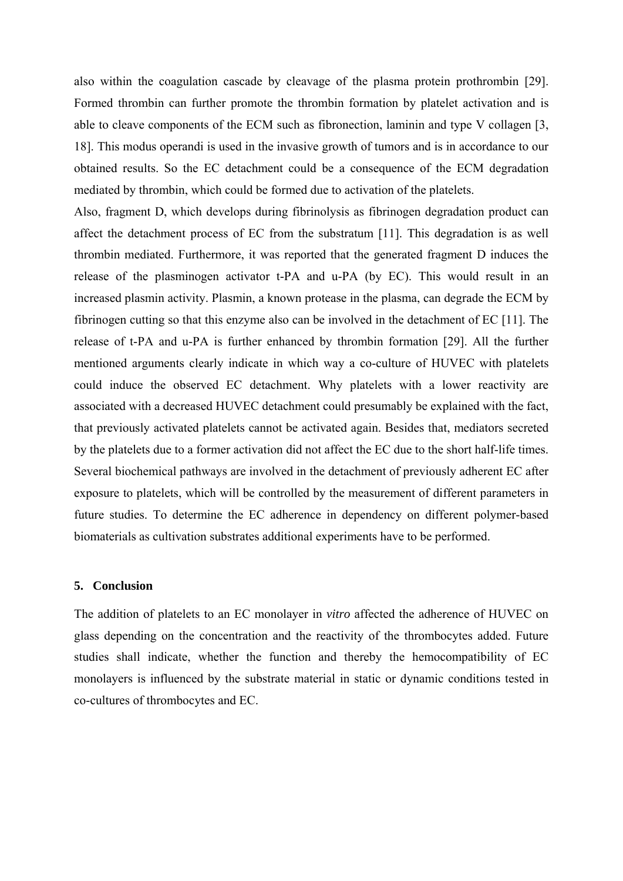also within the coagulation cascade by cleavage of the plasma protein prothrombin [29]. Formed thrombin can further promote the thrombin formation by platelet activation and is able to cleave components of the ECM such as fibronection, laminin and type V collagen [3, 18]. This modus operandi is used in the invasive growth of tumors and is in accordance to our obtained results. So the EC detachment could be a consequence of the ECM degradation mediated by thrombin, which could be formed due to activation of the platelets.

Also, fragment D, which develops during fibrinolysis as fibrinogen degradation product can affect the detachment process of EC from the substratum [11]. This degradation is as well thrombin mediated. Furthermore, it was reported that the generated fragment D induces the release of the plasminogen activator t-PA and u-PA (by EC). This would result in an increased plasmin activity. Plasmin, a known protease in the plasma, can degrade the ECM by fibrinogen cutting so that this enzyme also can be involved in the detachment of EC [11]. The release of t-PA and u-PA is further enhanced by thrombin formation [29]. All the further mentioned arguments clearly indicate in which way a co-culture of HUVEC with platelets could induce the observed EC detachment. Why platelets with a lower reactivity are associated with a decreased HUVEC detachment could presumably be explained with the fact, that previously activated platelets cannot be activated again. Besides that, mediators secreted by the platelets due to a former activation did not affect the EC due to the short half-life times. Several biochemical pathways are involved in the detachment of previously adherent EC after exposure to platelets, which will be controlled by the measurement of different parameters in future studies. To determine the EC adherence in dependency on different polymer-based biomaterials as cultivation substrates additional experiments have to be performed.

## 5. Conclusion

The addition of platelets to an EC monolayer in *vitro* affected the adherence of HUVEC on glass depending on the concentration and the reactivity of the thrombocytes added. Future studies shall indicate, whether the function and thereby the hemocompatibility of EC monolayers is influenced by the substrate material in static or dynamic conditions tested in co-cultures of thrombocytes and EC.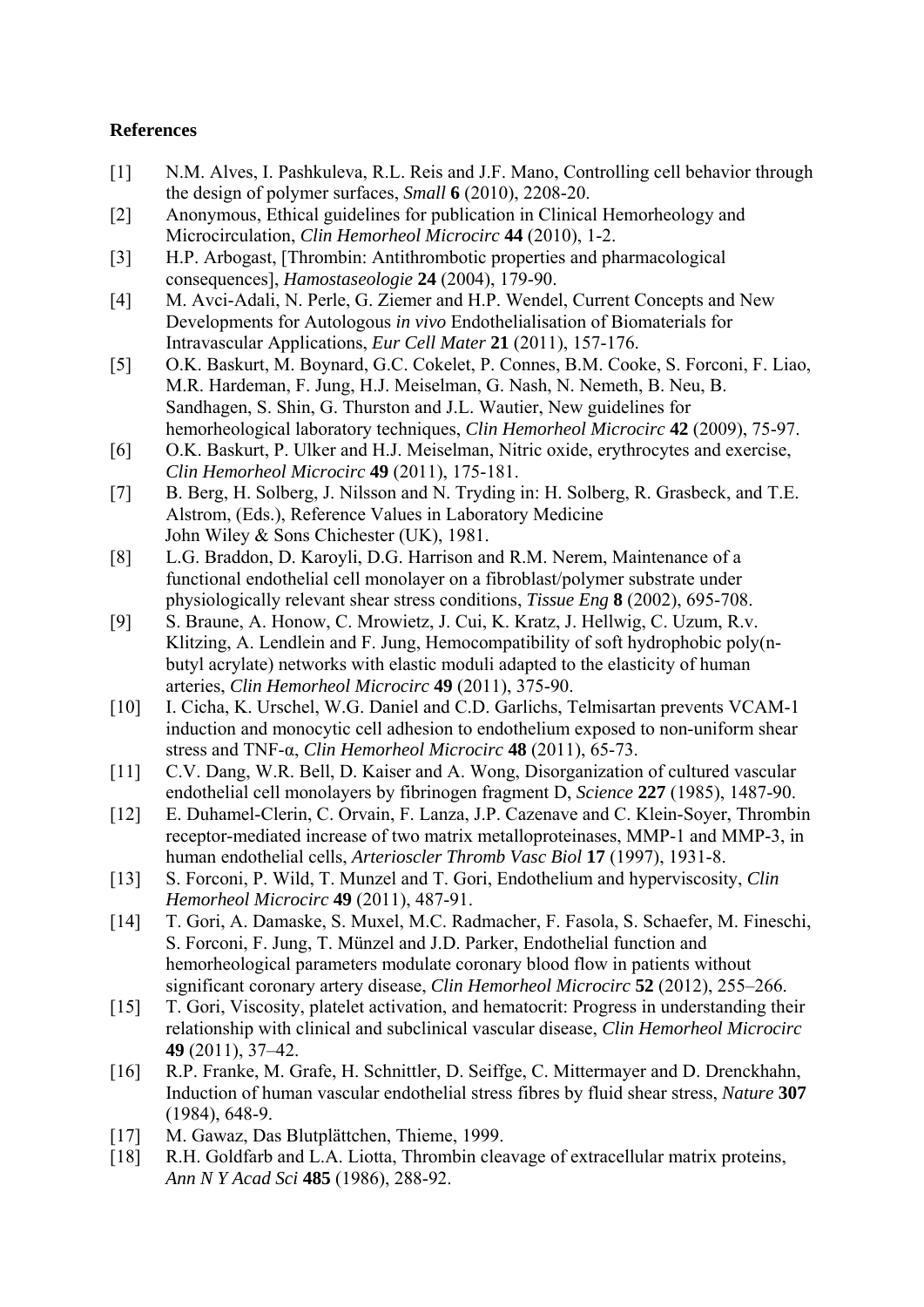**References**

[1] N.M. Alves, I. Pashkuleva, R.L. Reis and J.F. Mano, Controlling cell behavior through the design of polymer surfaces, *Small* **6** (2010), 2208-20.

[2] Anonymous, Ethical guidelines for publication in Clinical Hemorheology and Microcirculation, *Clin Hemorheol Microcirc* **44** (2010), 1-2.

[3] H.P. Arbogast, [Thrombin: Antithrombotic properties and pharmacological consequences], *Hamostaseologie* **24** (2004), 179-90.

[4] M. Avci-Adali, N. Perle, G. Ziemer and H.P. Wendel, Current Concepts and New Developments for Autologous *in vivo* Endothelialisation of Biomaterials for Intravascular Applications, *Eur Cell Mater* **21** (2011), 157-176.

[5] O.K. Baskurt, M. Boynard, G.C. Cokelet, P. Connes, B.M. Cooke, S. Forconi, F. Liao, M.R. Hardeman, F. Jung, H.J. Meiselman, G. Nash, N. Nemeth, B. Neu, B. Sandhagen, S. Shin, G. Thurston and J.L. Wautier, New guidelines for hemorheological laboratory techniques, *Clin Hemorheol Microcirc* **42** (2009), 75-97.

[6] O.K. Baskurt, P. Ulker and H.J. Meiselman, Nitric oxide, erythrocytes and exercise, *Clin Hemorheol Microcirc* **49** (2011), 175-181.

[7] B. Berg, H. Solberg, J. Nilsson and N. Tryding in: H. Solberg, R. Grasbeck, and T.E. Alstrom, (Eds.), Reference Values in Laboratory Medicine John Wiley & Sons Chichester (UK), 1981.

[8] L.G. Braddon, D. Karoyli, D.G. Harrison and R.M. Nerem, Maintenance of a functional endothelial cell monolayer on a fibroblast/polymer substrate under physiologically relevant shear stress conditions, *Tissue Eng* **8** (2002), 695-708.

[9] S. Braune, A. Honow, C. Mrowietz, J. Cui, K. Kratz, J. Hellwig, C. Uzum, R.v. Klitzing, A. Lendlein and F. Jung, Hemocompatibility of soft hydrophobic poly(n-butyl acrylate) networks with elastic moduli adapted to the elasticity of human arteries, *Clin Hemorheol Microcirc* **49** (2011), 375-90.

[10] I. Cicha, K. Urschel, W.G. Daniel and C.D. Garlichs, Telmisartan prevents VCAM-1 induction and monocytic cell adhesion to endothelium exposed to non-uniform shear stress and TNF-α, *Clin Hemorheol Microcirc* **48** (2011), 65-73.

[11] C.V. Dang, W.R. Bell, D. Kaiser and A. Wong, Disorganization of cultured vascular endothelial cell monolayers by fibrinogen fragment D, *Science* **227** (1985), 1487-90.

[12] E. Duhamel-Clerin, C. Orvain, F. Lanza, J.P. Cazenave and C. Klein-Soyer, Thrombin receptor-mediated increase of two matrix metalloproteinases, MMP-1 and MMP-3, in human endothelial cells, *Arterioscler Thromb Vasc Biol* **17** (1997), 1931-8.

[13] S. Forconi, P. Wild, T. Munzel and T. Gori, Endothelium and hyperviscosity, *Clin Hemorheol Microcirc* **49** (2011), 487-91.

[14] T. Gori, A. Damaske, S. Muxel, M.C. Radmacher, F. Fasola, S. Schaefer, M. Fineschi, S. Forconi, F. Jung, T. Münzel and J.D. Parker, Endothelial function and hemorheological parameters modulate coronary blood flow in patients without significant coronary artery disease, *Clin Hemorheol Microcirc* **52** (2012), 255–266.

[15] T. Gori, Viscosity, platelet activation, and hematocrit: Progress in understanding their relationship with clinical and subclinical vascular disease, *Clin Hemorheol Microcirc* **49** (2011), 37–42.

[16] R.P. Franke, M. Grafe, H. Schnittler, D. Seiffge, C. Mittermayer and D. Drenckhahn, Induction of human vascular endothelial stress fibres by fluid shear stress, *Nature* **307** (1984), 648-9.

[17] M. Gawaz, Das Blutplättchen, Thieme, 1999.

[18] R.H. Goldfarb and L.A. Liotta, Thrombin cleavage of extracellular matrix proteins, *Ann N Y Acad Sci* **485** (1986), 288-92.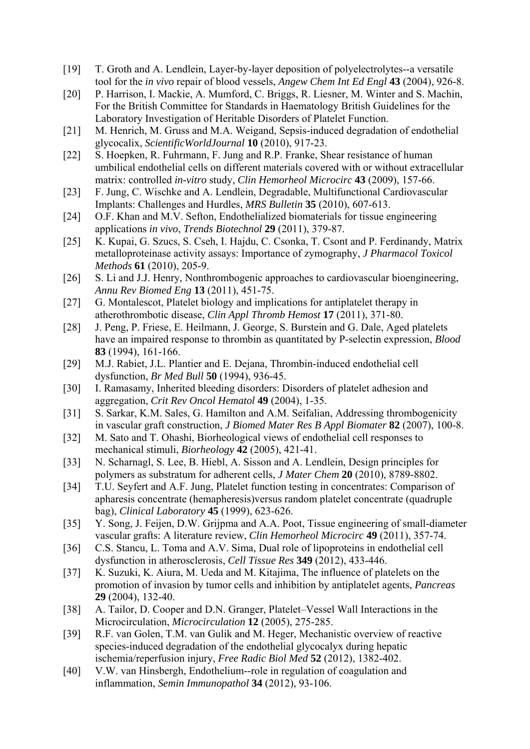[19] T. Groth and A. Lendlein, Layer-by-layer deposition of polyelectrolytes--a versatile tool for the *in vivo* repair of blood vessels, *Angew Chem Int Ed Engl* **43** (2004), 926-8.

[20] P. Harrison, I. Mackie, A. Mumford, C. Briggs, R. Liesner, M. Winter and S. Machin, For the British Committee for Standards in Haematology British Guidelines for the Laboratory Investigation of Heritable Disorders of Platelet Function.

[21] M. Henrich, M. Gruss and M.A. Weigand, Sepsis-induced degradation of endothelial glycocalix, *ScientificWorldJournal* **10** (2010), 917-23.

[22] S. Hoepken, R. Fuhrmann, F. Jung and R.P. Franke, Shear resistance of human umbilical endothelial cells on different materials covered with or without extracellular matrix: controlled *in-vitro* study, *Clin Hemorheol Microcirc* **43** (2009), 157-66.

[23] F. Jung, C. Wischke and A. Lendlein, Degradable, Multifunctional Cardiovascular Implants: Challenges and Hurdles, *MRS Bulletin* **35** (2010), 607-613.

[24] O.F. Khan and M.V. Sefton, Endothelialized biomaterials for tissue engineering applications *in vivo*, *Trends Biotechnol* **29** (2011), 379-87.

[25] K. Kupai, G. Szucs, S. Cseh, I. Hajdu, C. Csonka, T. Csont and P. Ferdinandy, Matrix metalloproteinase activity assays: Importance of zymography, *J Pharmacol Toxicol Methods* **61** (2010), 205-9.

[26] S. Li and J.J. Henry, Nonthrombogenic approaches to cardiovascular bioengineering, *Annu Rev Biomed Eng* **13** (2011), 451-75.

[27] G. Montalescot, Platelet biology and implications for antiplatelet therapy in atherothrombotic disease, *Clin Appl Thromb Hemost* **17** (2011), 371-80.

[28] J. Peng, P. Friese, E. Heilmann, J. George, S. Burstein and G. Dale, Aged platelets have an impaired response to thrombin as quantitated by P-selectin expression, *Blood* **83** (1994), 161-166.

[29] M.J. Rabiet, J.L. Plantier and E. Dejana, Thrombin-induced endothelial cell dysfunction, *Br Med Bull* **50** (1994), 936-45.

[30] I. Ramasamy, Inherited bleeding disorders: Disorders of platelet adhesion and aggregation, *Crit Rev Oncol Hematol* **49** (2004), 1-35.

[31] S. Sarkar, K.M. Sales, G. Hamilton and A.M. Seifalian, Addressing thrombogenicity in vascular graft construction, *J Biomed Mater Res B Appl Biomater* **82** (2007), 100-8.

[32] M. Sato and T. Ohashi, Biorheological views of endothelial cell responses to mechanical stimuli, *Biorheology* **42** (2005), 421-41.

[33] N. Scharnagl, S. Lee, B. Hiebl, A. Sisson and A. Lendlein, Design principles for polymers as substratum for adherent cells, *J Mater Chem* **20** (2010), 8789-8802.

[34] T.U. Seyfert and A.F. Jung, Platelet function testing in concentrates: Comparison of apharesis concentrate (hemapheresis)versus random platelet concentrate (quadruple bag), *Clinical Laboratory* **45** (1999), 623-626.

[35] Y. Song, J. Feijen, D.W. Grijpma and A.A. Poot, Tissue engineering of small-diameter vascular grafts: A literature review, *Clin Hemorheol Microcirc* **49** (2011), 357-74.

[36] C.S. Stancu, L. Toma and A.V. Sima, Dual role of lipoproteins in endothelial cell dysfunction in atherosclerosis, *Cell Tissue Res* **349** (2012), 433-446.

[37] K. Suzuki, K. Aiura, M. Ueda and M. Kitajima, The influence of platelets on the promotion of invasion by tumor cells and inhibition by antiplatelet agents, *Pancreas* **29** (2004), 132-40.

[38] A. Tailor, D. Cooper and D.N. Granger, Platelet–Vessel Wall Interactions in the Microcirculation, *Microcirculation* **12** (2005), 275-285.

[39] R.F. van Golen, T.M. van Gulik and M. Heger, Mechanistic overview of reactive species-induced degradation of the endothelial glycocalyx during hepatic ischemia/reperfusion injury, *Free Radic Biol Med* **52** (2012), 1382-402.

[40] V.W. van Hinsbergh, Endothelium--role in regulation of coagulation and inflammation, *Semin Immunopathol* **34** (2012), 93-106.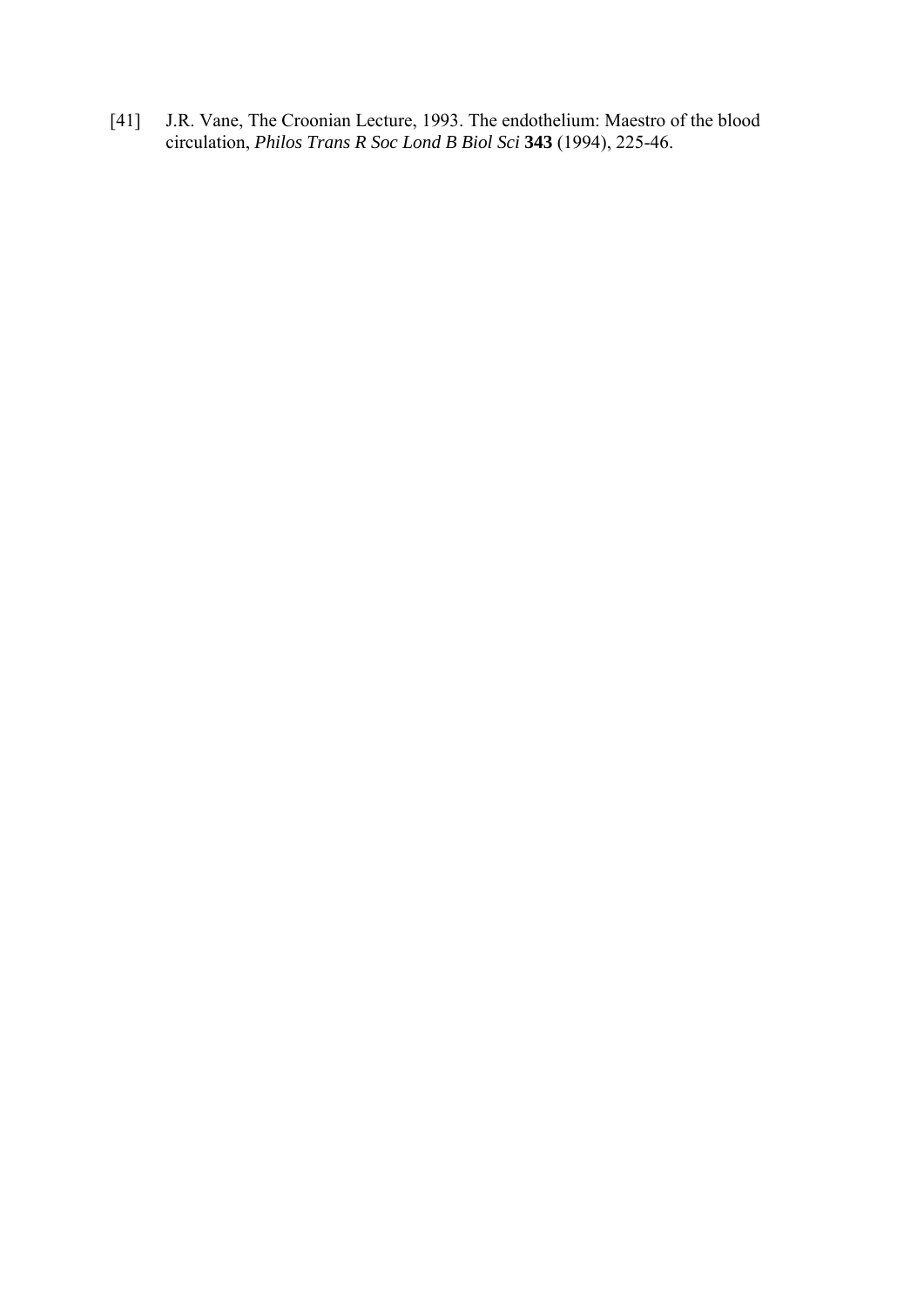[41] J.R. Vane, The Croonian Lecture, 1993. The endothelium: Maestro of the blood circulation, *Philos Trans R Soc Lond B Biol Sci* **343** (1994), 225-46.